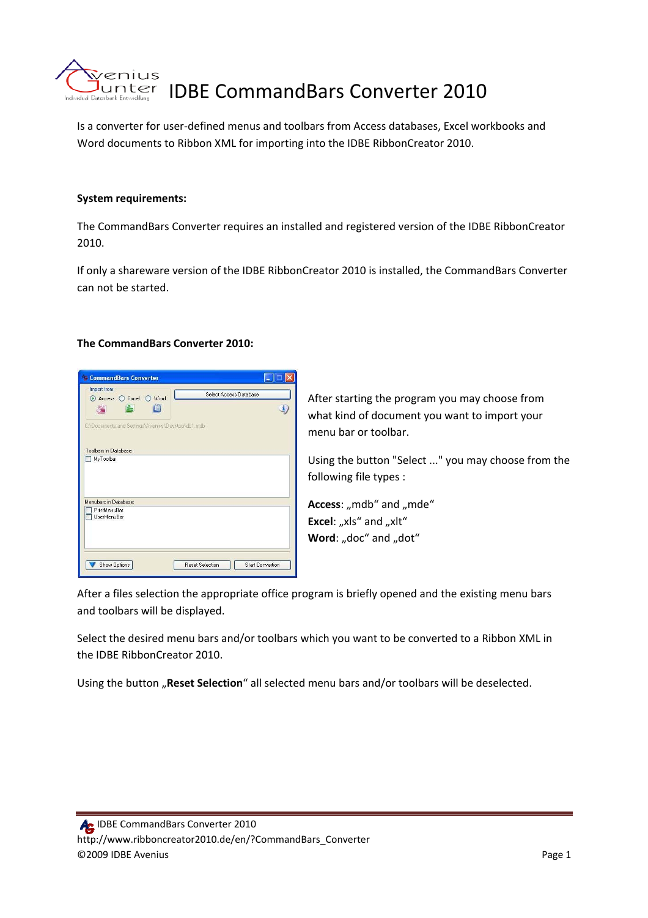# IDBE CommandBars Converter 2010

Is a converter for user-defined menus and toolbars from Access databases, Excel workbooks and Word documents to Ribbon XML for importing into the IDBE RibbonCreator 2010.

**System requirements:**

The CommandBars Converter requires an installed and registered version of the IDBE RibbonCreator 2010.

If only a shareware version of the IDBE RibbonCreator 2010 is installed, the CommandBars Converter can not be started.

**The CommandBars Converter 2010:**

After starting the program you may choose from what kind of document you want to import your menu bar or toolbar.

Using the button "Select ..." you may choose from the following file types :

**Access**: „mdb“ and „mde“
**Excel**: „xls“ and „xlt“
**Word**: „doc“ and „dot“

After a files selection the appropriate office program is briefly opened and the existing menu bars and toolbars will be displayed.

Select the desired menu bars and/or toolbars which you want to be converted to a Ribbon XML in the IDBE RibbonCreator 2010.

Using the button „**Reset Selection**“ all selected menu bars and/or toolbars will be deselected.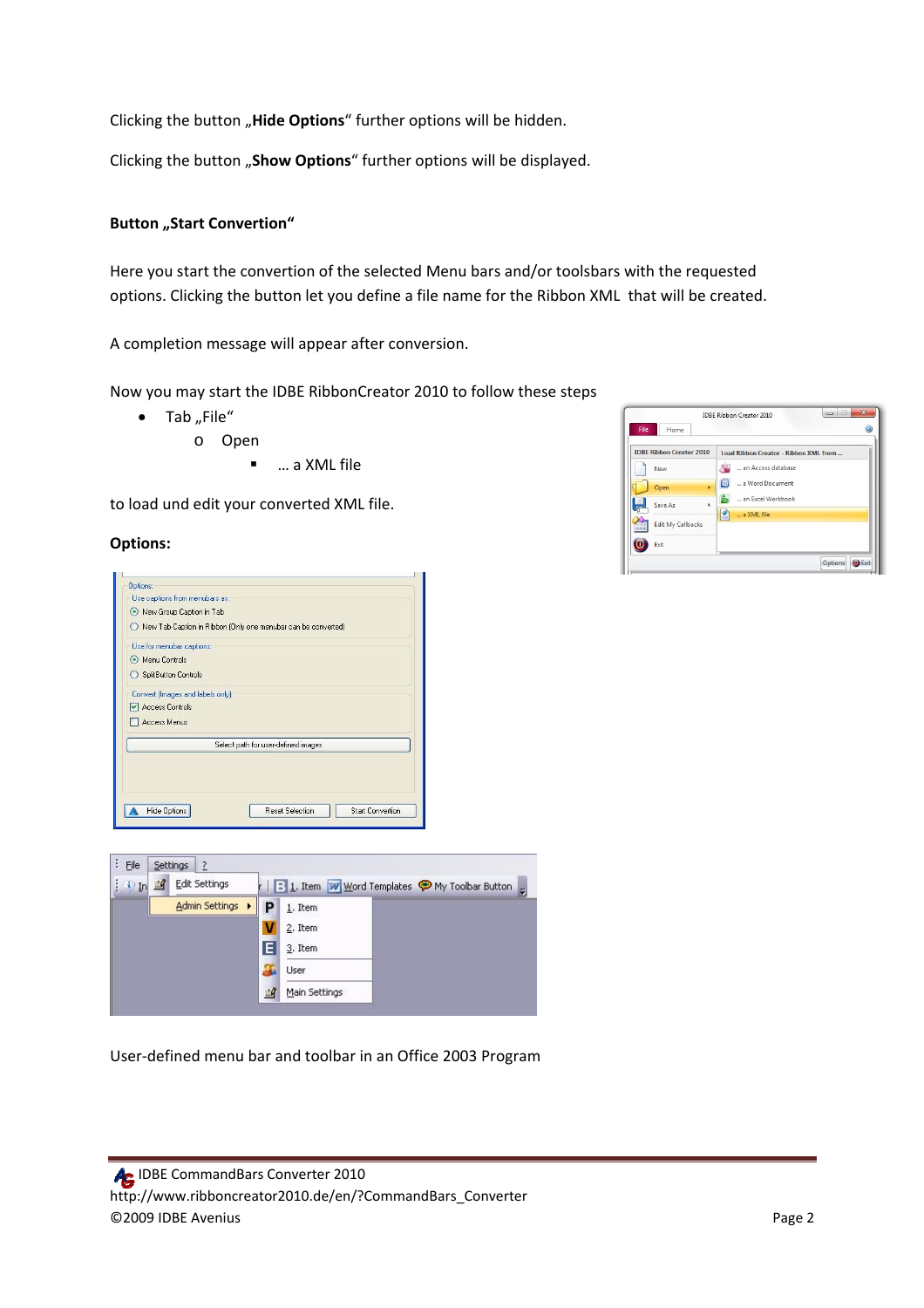Clicking the button „**Hide Options**“ further options will be hidden.

Clicking the button „**Show Options**“ further options will be displayed.

**Button „Start Convertion“**

Here you start the convertion of the selected Menu bars and/or toolsbars with the requested options. Clicking the button let you define a file name for the Ribbon XML that will be created.

A completion message will appear after conversion.

Now you may start the IDBE RibbonCreator 2010 to follow these steps

- Tab „File“
  - Open
    - … a XML file

to load und edit your converted XML file.

**Options:**

User-defined menu bar and toolbar in an Office 2003 Program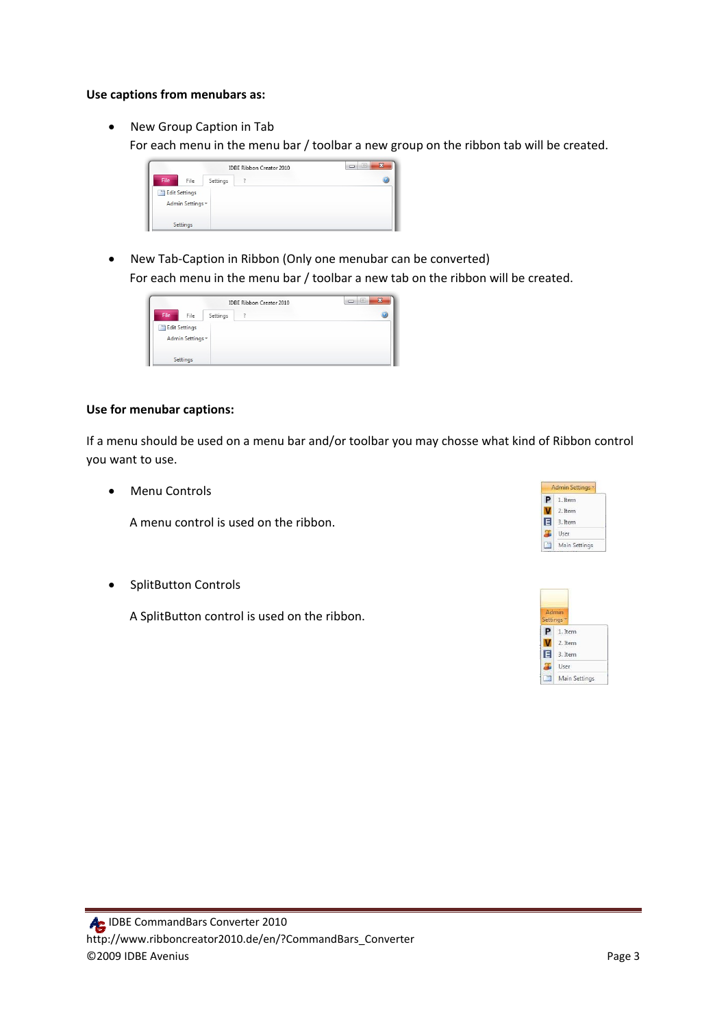**Use captions from menubars as:**

- New Group Caption in Tab
  For each menu in the menu bar / toolbar a new group on the ribbon tab will be created.

- New Tab-Caption in Ribbon (Only one menubar can be converted)
  For each menu in the menu bar / toolbar a new tab on the ribbon will be created.

**Use for menubar captions:**

If a menu should be used on a menu bar and/or toolbar you may chosse what kind of Ribbon control you want to use.

- Menu Controls

  A menu control is used on the ribbon.

- SplitButton Controls

  A SplitButton control is used on the ribbon.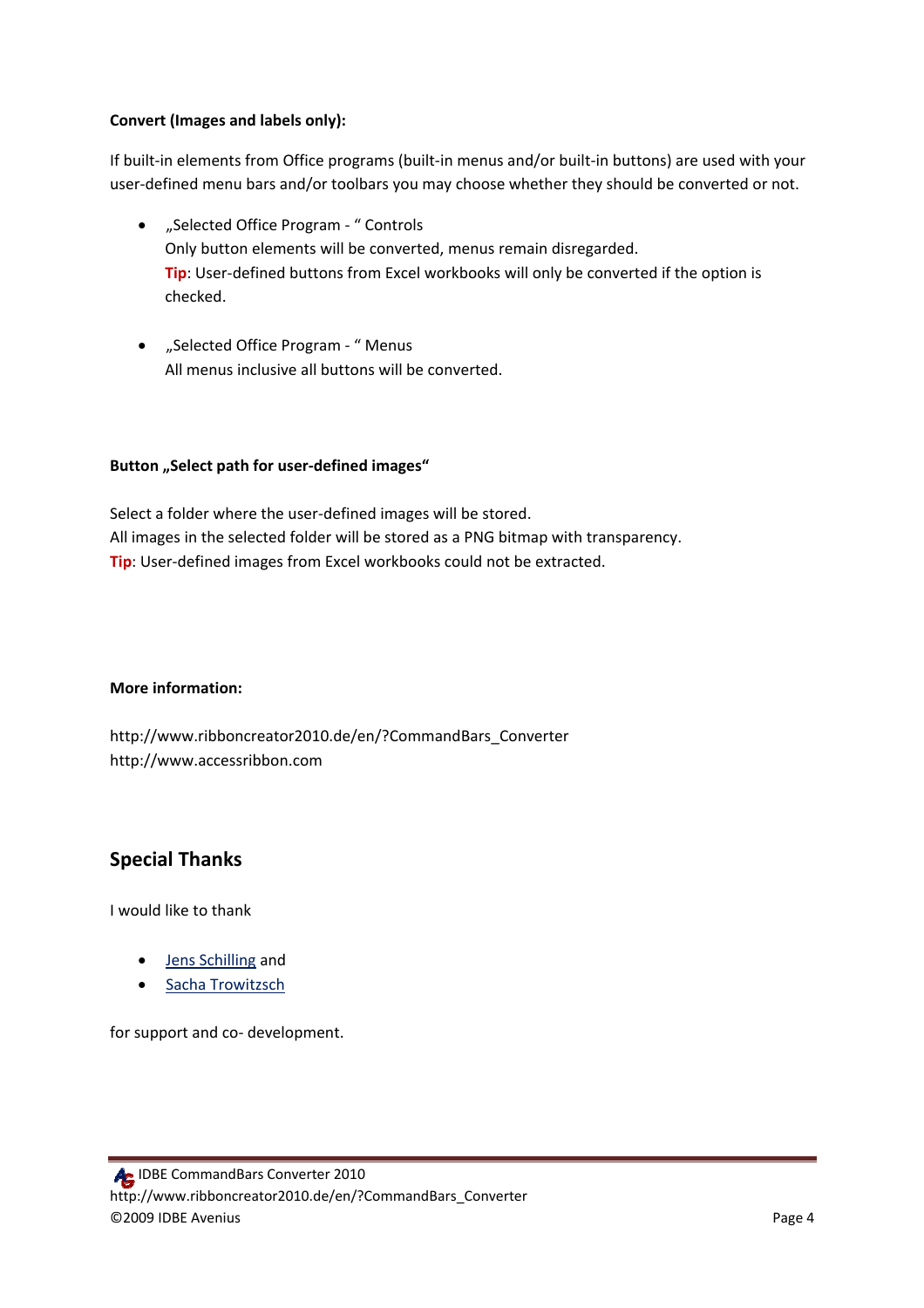**Convert (Images and labels only):**

If built-in elements from Office programs (built-in menus and/or built-in buttons) are used with your user-defined menu bars and/or toolbars you may choose whether they should be converted or not.

- „Selected Office Program - " Controls
  Only button elements will be converted, menus remain disregarded.
  **Tip**: User-defined buttons from Excel workbooks will only be converted if the option is checked.

- „Selected Office Program - " Menus
  All menus inclusive all buttons will be converted.

**Button „Select path for user-defined images"**

Select a folder where the user-defined images will be stored.
All images in the selected folder will be stored as a PNG bitmap with transparency.
**Tip**: User-defined images from Excel workbooks could not be extracted.

**More information:**

http://www.ribboncreator2010.de/en/?CommandBars_Converter
http://www.accessribbon.com

## Special Thanks

I would like to thank

- Jens Schilling and
- Sacha Trowitzsch

for support and co- development.